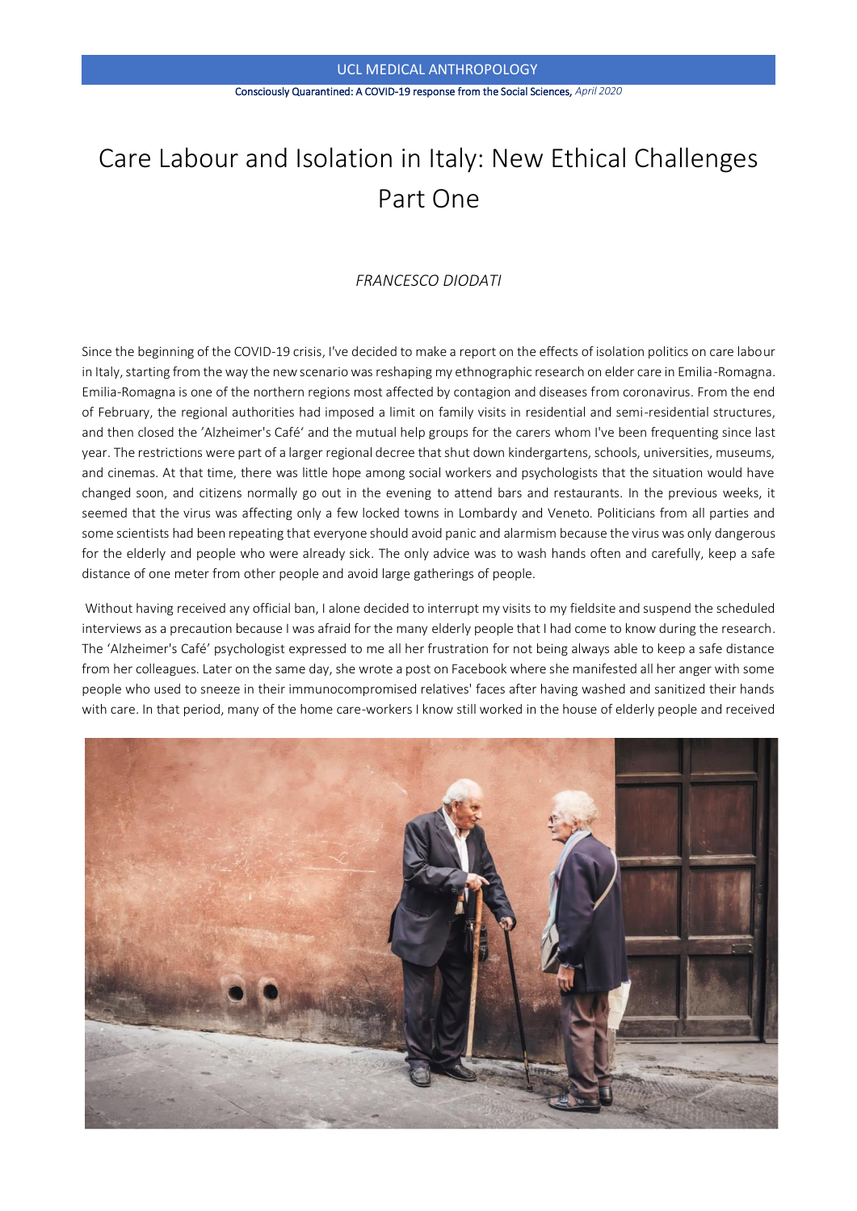UCL MEDICAL ANTHROPOLOGY

Consciously Quarantined: A COVID-19 response from the Social Sciences, *April 2020*

# Care Labour and Isolation in Italy: New Ethical Challenges Part One

*FRANCESCO DIODATI*

Since the beginning of the COVID-19 crisis, I've decided to make a report on the effects of isolation politics on care labour in Italy, starting from the way the new scenario was reshaping my ethnographic research on elder care in Emilia-Romagna. Emilia-Romagna is one of the northern regions most affected by contagion and diseases from coronavirus. From the end of February, the regional authorities had imposed a limit on family visits in residential and semi-residential structures, and then closed the 'Alzheimer's Café' and the mutual help groups for the carers whom I've been frequenting since last year. The restrictions were part of a larger regional decree that shut down kindergartens, schools, universities, museums, and cinemas. At that time, there was little hope among social workers and psychologists that the situation would have changed soon, and citizens normally go out in the evening to attend bars and restaurants. In the previous weeks, it seemed that the virus was affecting only a few locked towns in Lombardy and Veneto. Politicians from all parties and some scientists had been repeating that everyone should avoid panic and alarmism because the virus was only dangerous for the elderly and people who were already sick. The only advice was to wash hands often and carefully, keep a safe distance of one meter from other people and avoid large gatherings of people.

Without having received any official ban, I alone decided to interrupt my visits to my fieldsite and suspend the scheduled interviews as a precaution because I was afraid for the many elderly people that I had come to know during the research. The 'Alzheimer's Café' psychologist expressed to me all her frustration for not being always able to keep a safe distance from her colleagues. Later on the same day, she wrote a post on Facebook where she manifested all her anger with some people who used to sneeze in their immunocompromised relatives' faces after having washed and sanitized their hands with care. In that period, many of the home care-workers I know still worked in the house of elderly people and received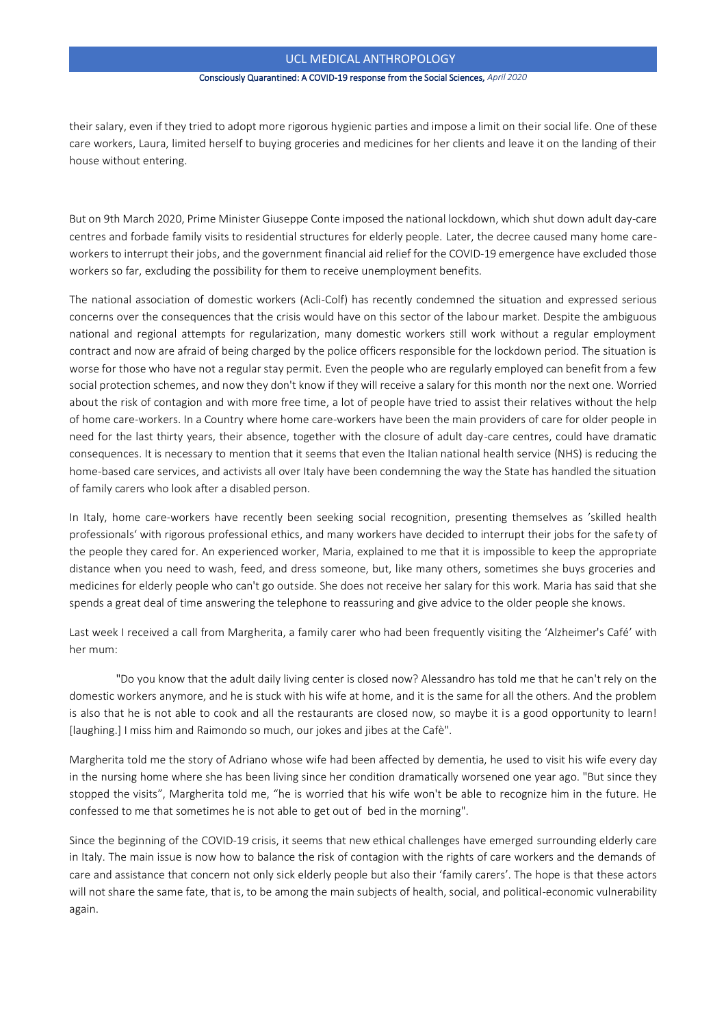their salary, even if they tried to adopt more rigorous hygienic parties and impose a limit on their social life. One of these care workers, Laura, limited herself to buying groceries and medicines for her clients and leave it on the landing of their house without entering.

But on 9th March 2020, Prime Minister Giuseppe Conte imposed the national lockdown, which shut down adult day-care centres and forbade family visits to residential structures for elderly people. Later, the decree caused many home care-workers to interrupt their jobs, and the government financial aid relief for the COVID-19 emergence have excluded those workers so far, excluding the possibility for them to receive unemployment benefits.

The national association of domestic workers (Acli-Colf) has recently condemned the situation and expressed serious concerns over the consequences that the crisis would have on this sector of the labour market. Despite the ambiguous national and regional attempts for regularization, many domestic workers still work without a regular employment contract and now are afraid of being charged by the police officers responsible for the lockdown period. The situation is worse for those who have not a regular stay permit. Even the people who are regularly employed can benefit from a few social protection schemes, and now they don't know if they will receive a salary for this month nor the next one. Worried about the risk of contagion and with more free time, a lot of people have tried to assist their relatives without the help of home care-workers. In a Country where home care-workers have been the main providers of care for older people in need for the last thirty years, their absence, together with the closure of adult day-care centres, could have dramatic consequences. It is necessary to mention that it seems that even the Italian national health service (NHS) is reducing the home-based care services, and activists all over Italy have been condemning the way the State has handled the situation of family carers who look after a disabled person.

In Italy, home care-workers have recently been seeking social recognition, presenting themselves as 'skilled health professionals' with rigorous professional ethics, and many workers have decided to interrupt their jobs for the safety of the people they cared for. An experienced worker, Maria, explained to me that it is impossible to keep the appropriate distance when you need to wash, feed, and dress someone, but, like many others, sometimes she buys groceries and medicines for elderly people who can't go outside. She does not receive her salary for this work. Maria has said that she spends a great deal of time answering the telephone to reassuring and give advice to the older people she knows.

Last week I received a call from Margherita, a family carer who had been frequently visiting the 'Alzheimer's Café' with her mum:

> "Do you know that the adult daily living center is closed now? Alessandro has told me that he can't rely on the domestic workers anymore, and he is stuck with his wife at home, and it is the same for all the others. And the problem is also that he is not able to cook and all the restaurants are closed now, so maybe it is a good opportunity to learn! [laughing.] I miss him and Raimondo so much, our jokes and jibes at the Cafè".

Margherita told me the story of Adriano whose wife had been affected by dementia, he used to visit his wife every day in the nursing home where she has been living since her condition dramatically worsened one year ago. "But since they stopped the visits", Margherita told me, "he is worried that his wife won't be able to recognize him in the future. He confessed to me that sometimes he is not able to get out of bed in the morning".

Since the beginning of the COVID-19 crisis, it seems that new ethical challenges have emerged surrounding elderly care in Italy. The main issue is now how to balance the risk of contagion with the rights of care workers and the demands of care and assistance that concern not only sick elderly people but also their 'family carers'. The hope is that these actors will not share the same fate, that is, to be among the main subjects of health, social, and political-economic vulnerability again.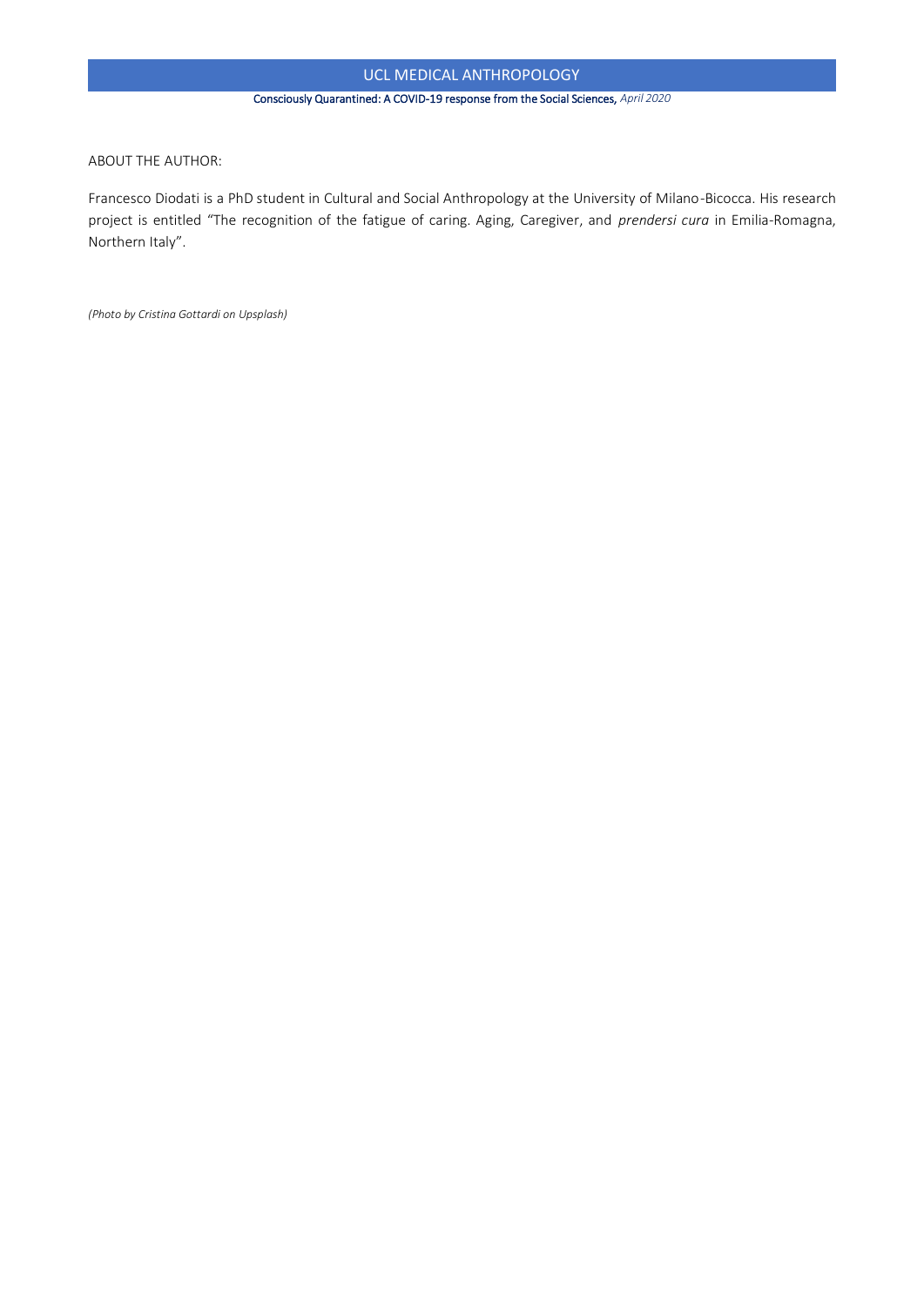ABOUT THE AUTHOR:

Francesco Diodati is a PhD student in Cultural and Social Anthropology at the University of Milano-Bicocca. His research project is entitled "The recognition of the fatigue of caring. Aging, Caregiver, and *prendersi cura* in Emilia-Romagna, Northern Italy".

*(Photo by Cristina Gottardi on Upsplash)*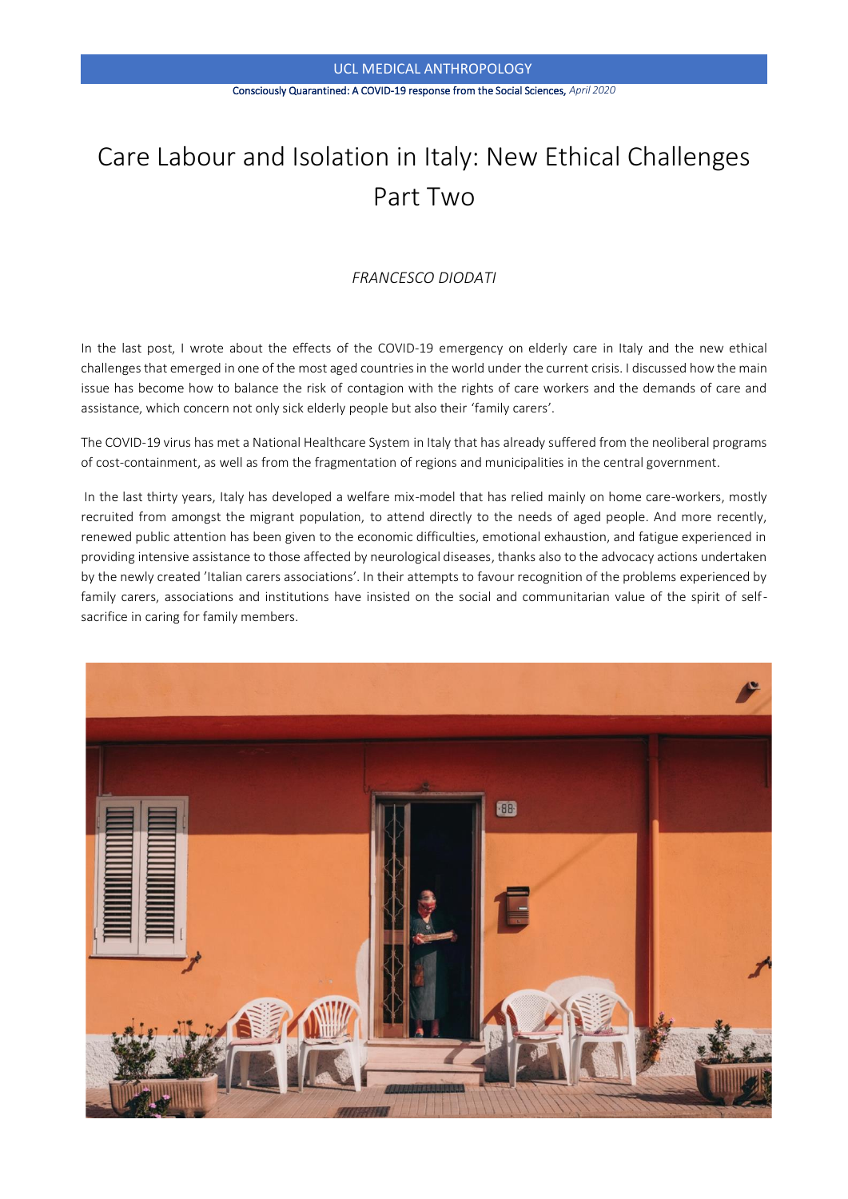# Care Labour and Isolation in Italy: New Ethical Challenges Part Two

*FRANCESCO DIODATI*

In the last post, I wrote about the effects of the COVID-19 emergency on elderly care in Italy and the new ethical challenges that emerged in one of the most aged countries in the world under the current crisis. I discussed how the main issue has become how to balance the risk of contagion with the rights of care workers and the demands of care and assistance, which concern not only sick elderly people but also their 'family carers'.

The COVID-19 virus has met a National Healthcare System in Italy that has already suffered from the neoliberal programs of cost-containment, as well as from the fragmentation of regions and municipalities in the central government.

In the last thirty years, Italy has developed a welfare mix-model that has relied mainly on home care-workers, mostly recruited from amongst the migrant population, to attend directly to the needs of aged people. And more recently, renewed public attention has been given to the economic difficulties, emotional exhaustion, and fatigue experienced in providing intensive assistance to those affected by neurological diseases, thanks also to the advocacy actions undertaken by the newly created 'Italian carers associations'. In their attempts to favour recognition of the problems experienced by family carers, associations and institutions have insisted on the social and communitarian value of the spirit of self-sacrifice in caring for family members.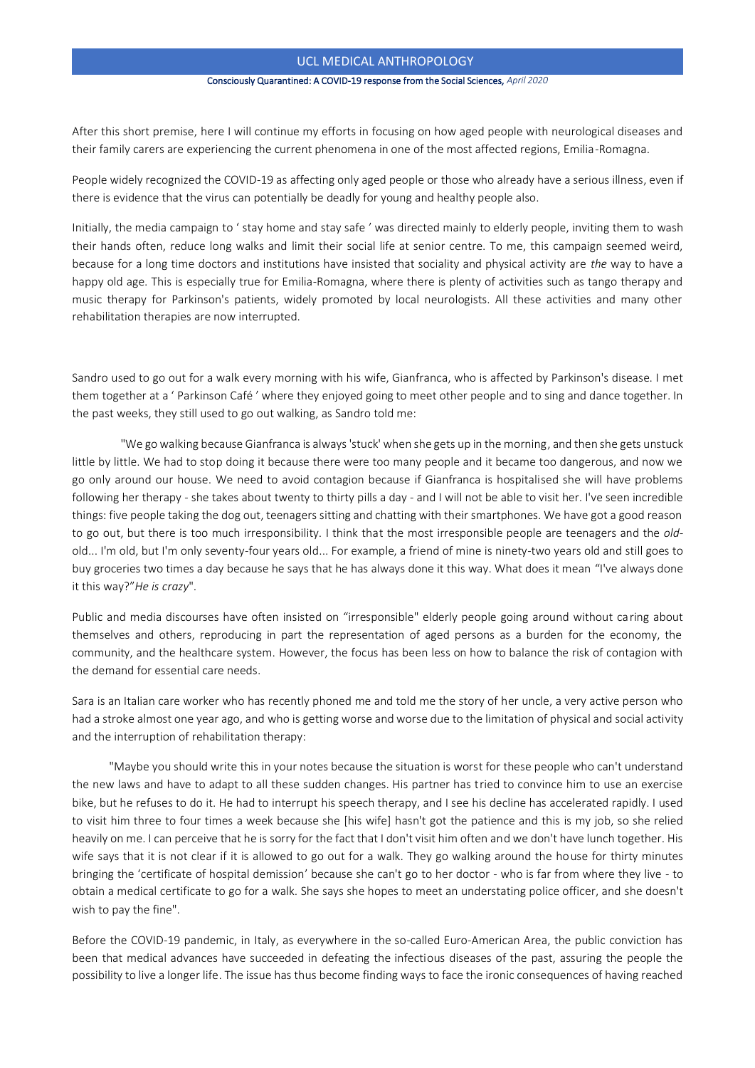After this short premise, here I will continue my efforts in focusing on how aged people with neurological diseases and their family carers are experiencing the current phenomena in one of the most affected regions, Emilia-Romagna.

People widely recognized the COVID-19 as affecting only aged people or those who already have a serious illness, even if there is evidence that the virus can potentially be deadly for young and healthy people also.

Initially, the media campaign to ' stay home and stay safe ' was directed mainly to elderly people, inviting them to wash their hands often, reduce long walks and limit their social life at senior centre. To me, this campaign seemed weird, because for a long time doctors and institutions have insisted that sociality and physical activity are *the* way to have a happy old age. This is especially true for Emilia-Romagna, where there is plenty of activities such as tango therapy and music therapy for Parkinson's patients, widely promoted by local neurologists. All these activities and many other rehabilitation therapies are now interrupted.

Sandro used to go out for a walk every morning with his wife, Gianfranca, who is affected by Parkinson's disease. I met them together at a ' Parkinson Café ' where they enjoyed going to meet other people and to sing and dance together. In the past weeks, they still used to go out walking, as Sandro told me:

> "We go walking because Gianfranca is always 'stuck' when she gets up in the morning, and then she gets unstuck little by little. We had to stop doing it because there were too many people and it became too dangerous, and now we go only around our house. We need to avoid contagion because if Gianfranca is hospitalised she will have problems following her therapy - she takes about twenty to thirty pills a day - and I will not be able to visit her. I've seen incredible things: five people taking the dog out, teenagers sitting and chatting with their smartphones. We have got a good reason to go out, but there is too much irresponsibility. I think that the most irresponsible people are teenagers and the *old*-old... I'm old, but I'm only seventy-four years old... For example, a friend of mine is ninety-two years old and still goes to buy groceries two times a day because he says that he has always done it this way. What does it mean "I've always done it this way?"*He is crazy*".

Public and media discourses have often insisted on "irresponsible" elderly people going around without caring about themselves and others, reproducing in part the representation of aged persons as a burden for the economy, the community, and the healthcare system. However, the focus has been less on how to balance the risk of contagion with the demand for essential care needs.

Sara is an Italian care worker who has recently phoned me and told me the story of her uncle, a very active person who had a stroke almost one year ago, and who is getting worse and worse due to the limitation of physical and social activity and the interruption of rehabilitation therapy:

> "Maybe you should write this in your notes because the situation is worst for these people who can't understand the new laws and have to adapt to all these sudden changes. His partner has tried to convince him to use an exercise bike, but he refuses to do it. He had to interrupt his speech therapy, and I see his decline has accelerated rapidly. I used to visit him three to four times a week because she [his wife] hasn't got the patience and this is my job, so she relied heavily on me. I can perceive that he is sorry for the fact that I don't visit him often and we don't have lunch together. His wife says that it is not clear if it is allowed to go out for a walk. They go walking around the house for thirty minutes bringing the 'certificate of hospital demission' because she can't go to her doctor - who is far from where they live - to obtain a medical certificate to go for a walk. She says she hopes to meet an understating police officer, and she doesn't wish to pay the fine".

Before the COVID-19 pandemic, in Italy, as everywhere in the so-called Euro-American Area, the public conviction has been that medical advances have succeeded in defeating the infectious diseases of the past, assuring the people the possibility to live a longer life. The issue has thus become finding ways to face the ironic consequences of having reached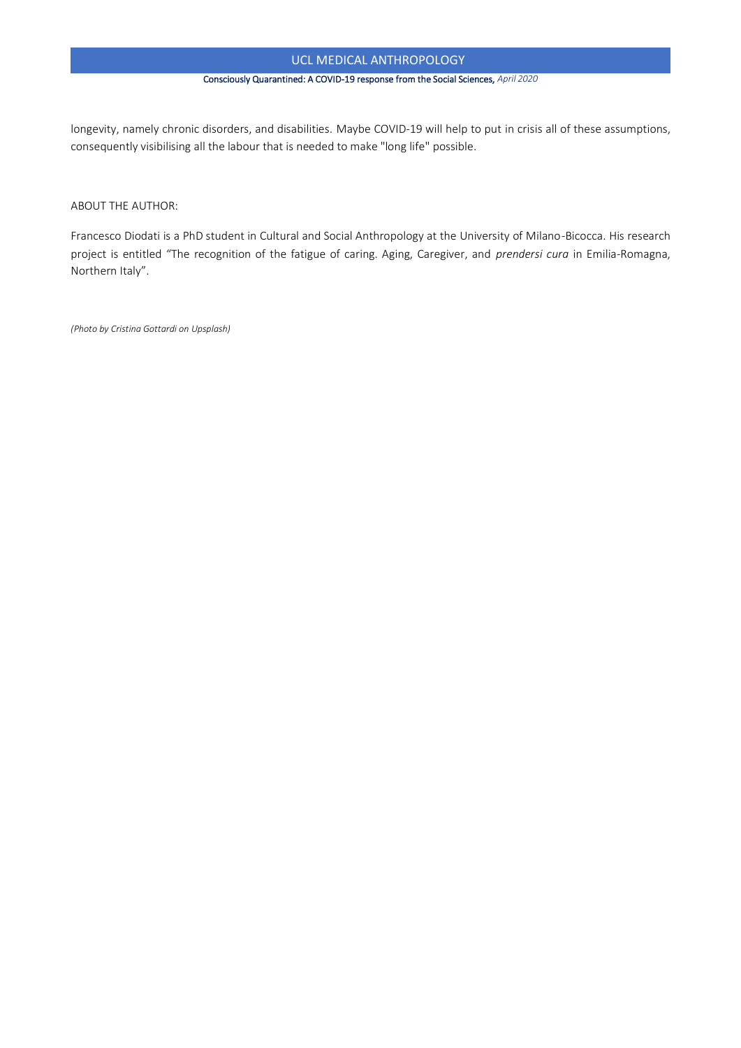longevity, namely chronic disorders, and disabilities. Maybe COVID-19 will help to put in crisis all of these assumptions, consequently visibilising all the labour that is needed to make "long life" possible.

ABOUT THE AUTHOR:

Francesco Diodati is a PhD student in Cultural and Social Anthropology at the University of Milano-Bicocca. His research project is entitled "The recognition of the fatigue of caring. Aging, Caregiver, and *prendersi cura* in Emilia-Romagna, Northern Italy".

*(Photo by Cristina Gottardi on Upsplash)*